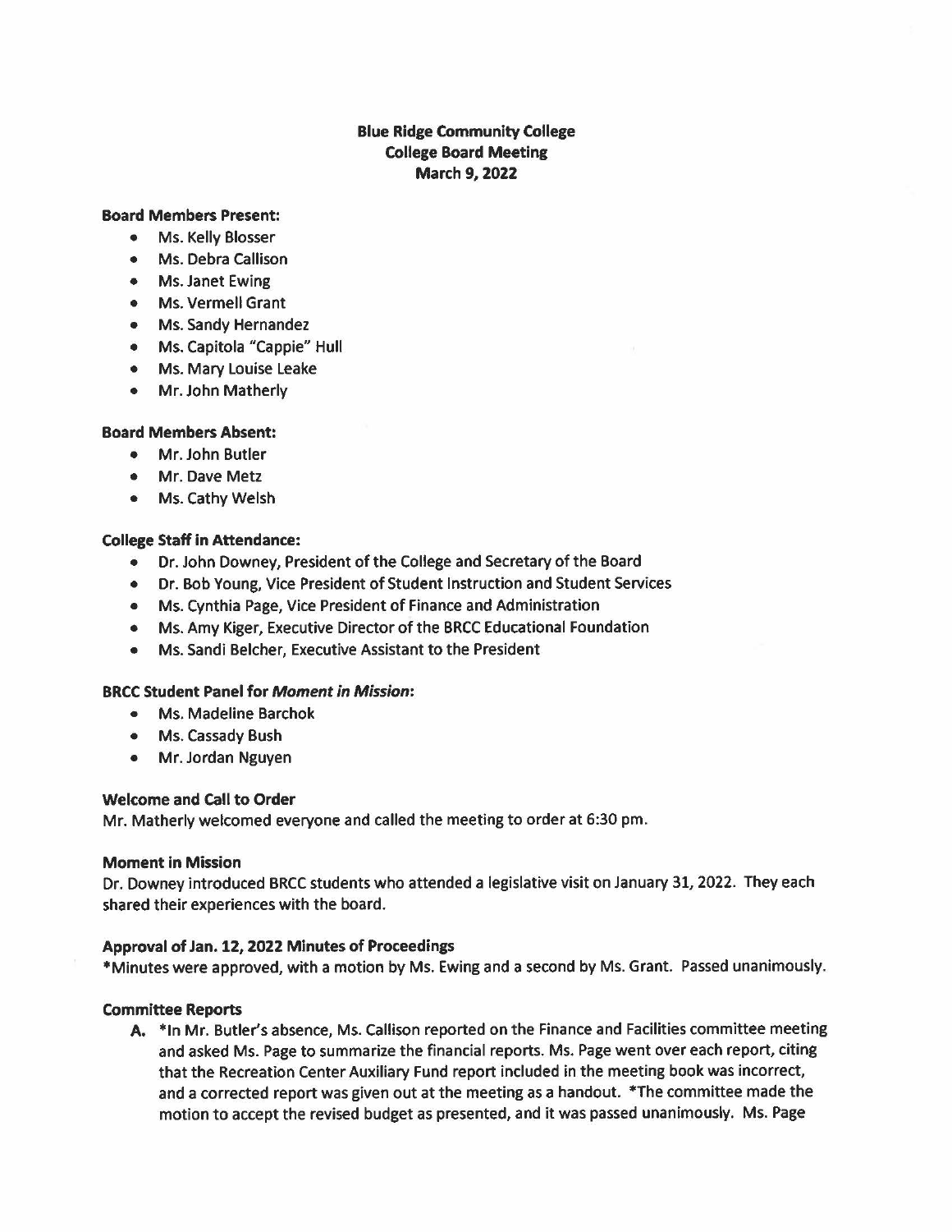# Blue Ridge Community College
## College Board Meeting
## March 9, 2022

**Board Members Present:**

- Ms. Kelly Blosser
- Ms. Debra Callison
- Ms. Janet Ewing
- Ms. Vermell Grant
- Ms. Sandy Hernandez
- Ms. Capitola "Cappie" Hull
- Ms. Mary Louise Leake
- Mr. John Matherly

**Board Members Absent:**

- Mr. John Butler
- Mr. Dave Metz
- Ms. Cathy Welsh

**College Staff in Attendance:**

- Dr. John Downey, President of the College and Secretary of the Board
- Dr. Bob Young, Vice President of Student Instruction and Student Services
- Ms. Cynthia Page, Vice President of Finance and Administration
- Ms. Amy Kiger, Executive Director of the BRCC Educational Foundation
- Ms. Sandi Belcher, Executive Assistant to the President

**BRCC Student Panel for *Moment in Mission*:**

- Ms. Madeline Barchok
- Ms. Cassady Bush
- Mr. Jordan Nguyen

**Welcome and Call to Order**

Mr. Matherly welcomed everyone and called the meeting to order at 6:30 pm.

**Moment in Mission**

Dr. Downey introduced BRCC students who attended a legislative visit on January 31, 2022. They each shared their experiences with the board.

**Approval of Jan. 12, 2022 Minutes of Proceedings**

*Minutes were approved, with a motion by Ms. Ewing and a second by Ms. Grant. Passed unanimously.

**Committee Reports**

A. *In Mr. Butler's absence, Ms. Callison reported on the Finance and Facilities committee meeting and asked Ms. Page to summarize the financial reports. Ms. Page went over each report, citing that the Recreation Center Auxiliary Fund report included in the meeting book was incorrect, and a corrected report was given out at the meeting as a handout. *The committee made the motion to accept the revised budget as presented, and it was passed unanimously. Ms. Page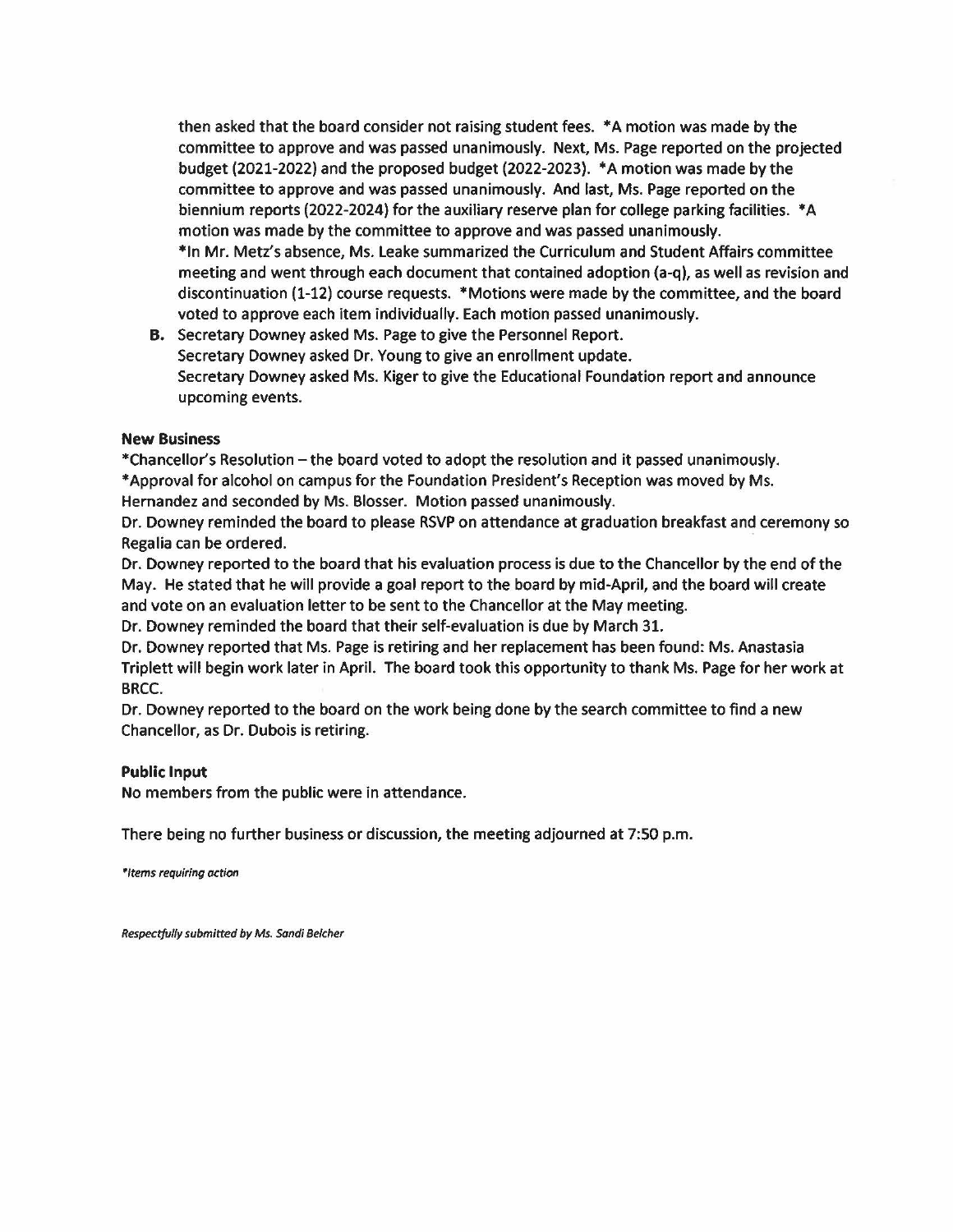then asked that the board consider not raising student fees. *A motion was made by the committee to approve and was passed unanimously. Next, Ms. Page reported on the projected budget (2021-2022) and the proposed budget (2022-2023). *A motion was made by the committee to approve and was passed unanimously. And last, Ms. Page reported on the biennium reports (2022-2024) for the auxiliary reserve plan for college parking facilities. *A motion was made by the committee to approve and was passed unanimously.
*In Mr. Metz's absence, Ms. Leake summarized the Curriculum and Student Affairs committee meeting and went through each document that contained adoption (a-q), as well as revision and discontinuation (1-12) course requests. *Motions were made by the committee, and the board voted to approve each item individually. Each motion passed unanimously.

**B.** Secretary Downey asked Ms. Page to give the Personnel Report.
Secretary Downey asked Dr. Young to give an enrollment update.
Secretary Downey asked Ms. Kiger to give the Educational Foundation report and announce upcoming events.

**New Business**

*Chancellor's Resolution – the board voted to adopt the resolution and it passed unanimously.
*Approval for alcohol on campus for the Foundation President's Reception was moved by Ms. Hernandez and seconded by Ms. Blosser. Motion passed unanimously.
Dr. Downey reminded the board to please RSVP on attendance at graduation breakfast and ceremony so Regalia can be ordered.
Dr. Downey reported to the board that his evaluation process is due to the Chancellor by the end of the May. He stated that he will provide a goal report to the board by mid-April, and the board will create and vote on an evaluation letter to be sent to the Chancellor at the May meeting.
Dr. Downey reminded the board that their self-evaluation is due by March 31.
Dr. Downey reported that Ms. Page is retiring and her replacement has been found: Ms. Anastasia Triplett will begin work later in April. The board took this opportunity to thank Ms. Page for her work at BRCC.
Dr. Downey reported to the board on the work being done by the search committee to find a new Chancellor, as Dr. Dubois is retiring.

**Public Input**

No members from the public were in attendance.

There being no further business or discussion, the meeting adjourned at 7:50 p.m.

*\*Items requiring action*

***Respectfully submitted by Ms. Sandi Belcher***